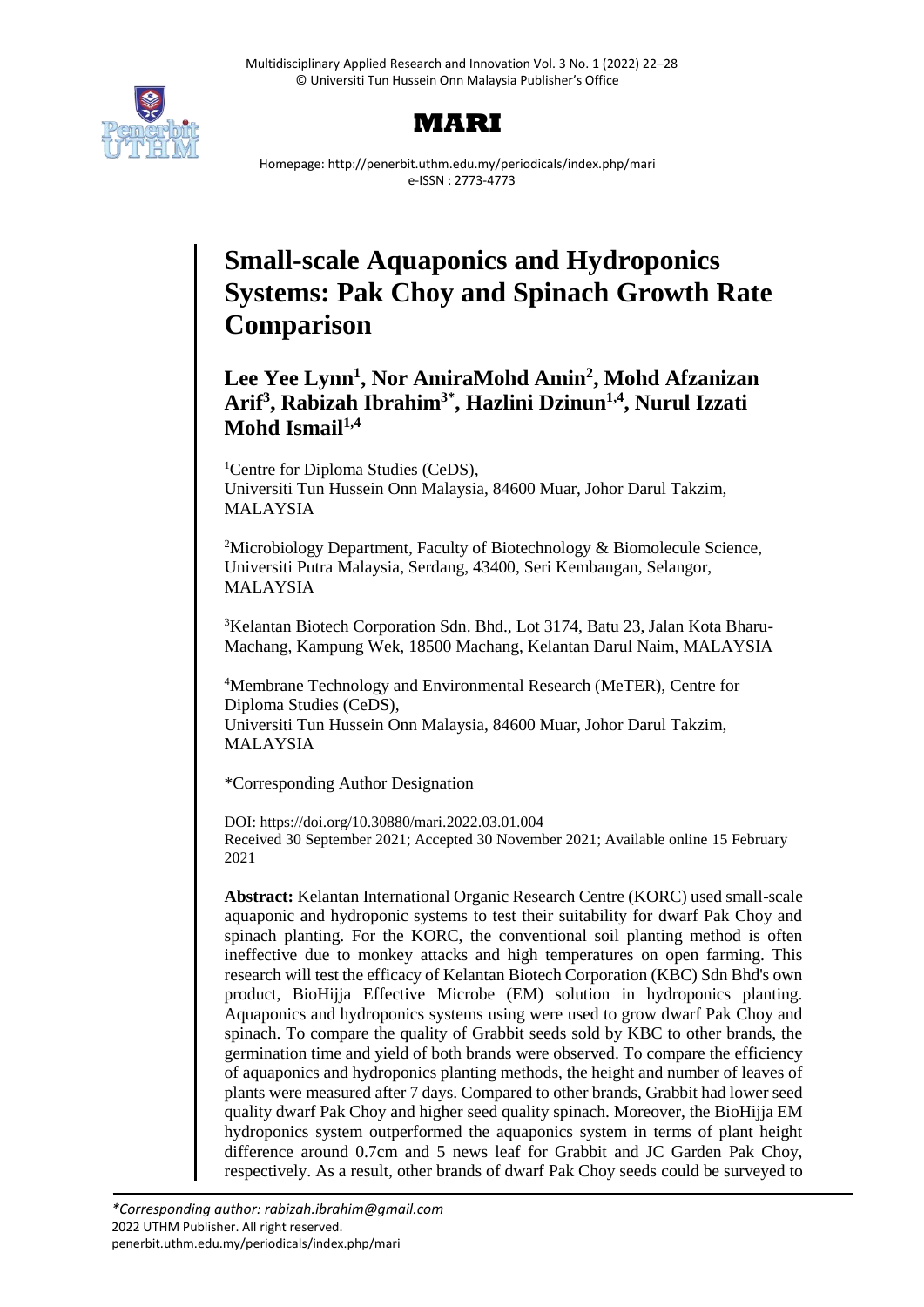# Small-scale Aquaponics and Hydroponics Systems: Pak Choy and Spinach Growth Rate Comparison

**Lee Yee Lynn[1], Nor AmiraMohd Amin[2], Mohd Afzanizan Arif[3], Rabizah Ibrahim[3*], Hazlini Dzinun[1,4], Nurul Izzati Mohd Ismail[1,4]**

[1]Centre for Diploma Studies (CeDS), Universiti Tun Hussein Onn Malaysia, 84600 Muar, Johor Darul Takzim, MALAYSIA

[2]Microbiology Department, Faculty of Biotechnology & Biomolecule Science, Universiti Putra Malaysia, Serdang, 43400, Seri Kembangan, Selangor, MALAYSIA

[3]Kelantan Biotech Corporation Sdn. Bhd., Lot 3174, Batu 23, Jalan Kota Bharu-Machang, Kampung Wek, 18500 Machang, Kelantan Darul Naim, MALAYSIA

[4]Membrane Technology and Environmental Research (MeTER), Centre for Diploma Studies (CeDS), Universiti Tun Hussein Onn Malaysia, 84600 Muar, Johor Darul Takzim, MALAYSIA

*Corresponding Author Designation

DOI: https://doi.org/10.30880/mari.2022.03.01.004
Received 30 September 2021; Accepted 30 November 2021; Available online 15 February 2021

**Abstract:** Kelantan International Organic Research Centre (KORC) used small-scale aquaponic and hydroponic systems to test their suitability for dwarf Pak Choy and spinach planting. For the KORC, the conventional soil planting method is often ineffective due to monkey attacks and high temperatures on open farming. This research will test the efficacy of Kelantan Biotech Corporation (KBC) Sdn Bhd's own product, BioHijja Effective Microbe (EM) solution in hydroponics planting. Aquaponics and hydroponics systems using were used to grow dwarf Pak Choy and spinach. To compare the quality of Grabbit seeds sold by KBC to other brands, the germination time and yield of both brands were observed. To compare the efficiency of aquaponics and hydroponics planting methods, the height and number of leaves of plants were measured after 7 days. Compared to other brands, Grabbit had lower seed quality dwarf Pak Choy and higher seed quality spinach. Moreover, the BioHijja EM hydroponics system outperformed the aquaponics system in terms of plant height difference around 0.7cm and 5 news leaf for Grabbit and JC Garden Pak Choy, respectively. As a result, other brands of dwarf Pak Choy seeds could be surveyed to

*Corresponding author: rabizah.ibrahim@gmail.com*
2022 UTHM Publisher. All right reserved.
penerbit.uthm.edu.my/periodicals/index.php/mari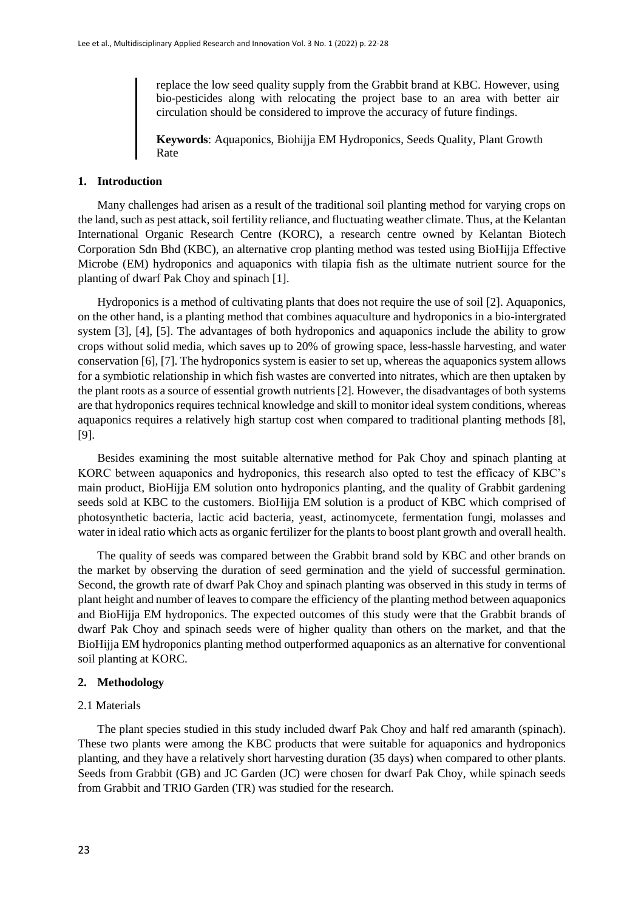replace the low seed quality supply from the Grabbit brand at KBC. However, using bio-pesticides along with relocating the project base to an area with better air circulation should be considered to improve the accuracy of future findings.

**Keywords**: Aquaponics, Biohijja EM Hydroponics, Seeds Quality, Plant Growth Rate

## 1. Introduction

Many challenges had arisen as a result of the traditional soil planting method for varying crops on the land, such as pest attack, soil fertility reliance, and fluctuating weather climate. Thus, at the Kelantan International Organic Research Centre (KORC), a research centre owned by Kelantan Biotech Corporation Sdn Bhd (KBC), an alternative crop planting method was tested using BioHijja Effective Microbe (EM) hydroponics and aquaponics with tilapia fish as the ultimate nutrient source for the planting of dwarf Pak Choy and spinach [1].

Hydroponics is a method of cultivating plants that does not require the use of soil [2]. Aquaponics, on the other hand, is a planting method that combines aquaculture and hydroponics in a bio-intergrated system [3], [4], [5]. The advantages of both hydroponics and aquaponics include the ability to grow crops without solid media, which saves up to 20% of growing space, less-hassle harvesting, and water conservation [6], [7]. The hydroponics system is easier to set up, whereas the aquaponics system allows for a symbiotic relationship in which fish wastes are converted into nitrates, which are then uptaken by the plant roots as a source of essential growth nutrients [2]. However, the disadvantages of both systems are that hydroponics requires technical knowledge and skill to monitor ideal system conditions, whereas aquaponics requires a relatively high startup cost when compared to traditional planting methods [8], [9].

Besides examining the most suitable alternative method for Pak Choy and spinach planting at KORC between aquaponics and hydroponics, this research also opted to test the efficacy of KBC's main product, BioHijja EM solution onto hydroponics planting, and the quality of Grabbit gardening seeds sold at KBC to the customers. BioHijja EM solution is a product of KBC which comprised of photosynthetic bacteria, lactic acid bacteria, yeast, actinomycete, fermentation fungi, molasses and water in ideal ratio which acts as organic fertilizer for the plants to boost plant growth and overall health.

The quality of seeds was compared between the Grabbit brand sold by KBC and other brands on the market by observing the duration of seed germination and the yield of successful germination. Second, the growth rate of dwarf Pak Choy and spinach planting was observed in this study in terms of plant height and number of leaves to compare the efficiency of the planting method between aquaponics and BioHijja EM hydroponics. The expected outcomes of this study were that the Grabbit brands of dwarf Pak Choy and spinach seeds were of higher quality than others on the market, and that the BioHijja EM hydroponics planting method outperformed aquaponics as an alternative for conventional soil planting at KORC.

## 2. Methodology

### 2.1 Materials

The plant species studied in this study included dwarf Pak Choy and half red amaranth (spinach). These two plants were among the KBC products that were suitable for aquaponics and hydroponics planting, and they have a relatively short harvesting duration (35 days) when compared to other plants. Seeds from Grabbit (GB) and JC Garden (JC) were chosen for dwarf Pak Choy, while spinach seeds from Grabbit and TRIO Garden (TR) was studied for the research.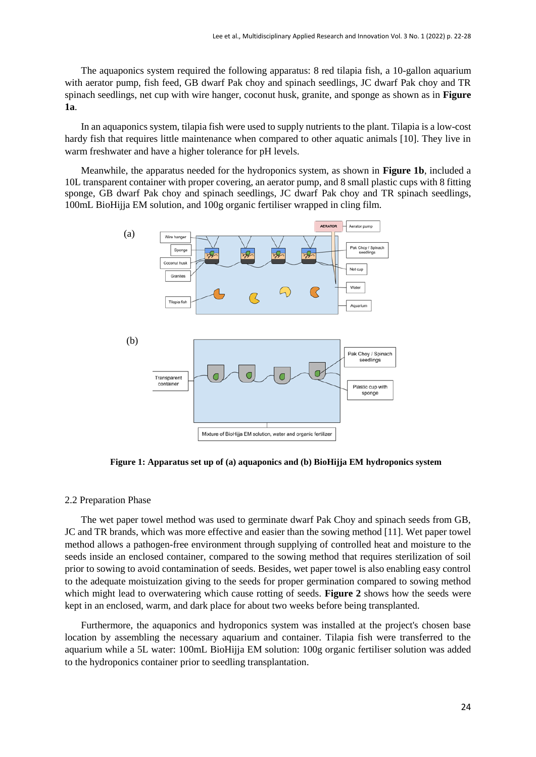The aquaponics system required the following apparatus: 8 red tilapia fish, a 10-gallon aquarium with aerator pump, fish feed, GB dwarf Pak choy and spinach seedlings, JC dwarf Pak choy and TR spinach seedlings, net cup with wire hanger, coconut husk, granite, and sponge as shown as in **Figure 1a**.

In an aquaponics system, tilapia fish were used to supply nutrients to the plant. Tilapia is a low-cost hardy fish that requires little maintenance when compared to other aquatic animals [10]. They live in warm freshwater and have a higher tolerance for pH levels.

Meanwhile, the apparatus needed for the hydroponics system, as shown in **Figure 1b**, included a 10L transparent container with proper covering, an aerator pump, and 8 small plastic cups with 8 fitting sponge, GB dwarf Pak choy and spinach seedlings, JC dwarf Pak choy and TR spinach seedlings, 100mL BioHijja EM solution, and 100g organic fertiliser wrapped in cling film.

**Figure 1: Apparatus set up of (a) aquaponics and (b) BioHijja EM hydroponics system**

2.2 Preparation Phase

The wet paper towel method was used to germinate dwarf Pak Choy and spinach seeds from GB, JC and TR brands, which was more effective and easier than the sowing method [11]. Wet paper towel method allows a pathogen-free environment through supplying of controlled heat and moisture to the seeds inside an enclosed container, compared to the sowing method that requires sterilization of soil prior to sowing to avoid contamination of seeds. Besides, wet paper towel is also enabling easy control to the adequate moistuization giving to the seeds for proper germination compared to sowing method which might lead to overwatering which cause rotting of seeds. **Figure 2** shows how the seeds were kept in an enclosed, warm, and dark place for about two weeks before being transplanted.

Furthermore, the aquaponics and hydroponics system was installed at the project's chosen base location by assembling the necessary aquarium and container. Tilapia fish were transferred to the aquarium while a 5L water: 100mL BioHijja EM solution: 100g organic fertiliser solution was added to the hydroponics container prior to seedling transplantation.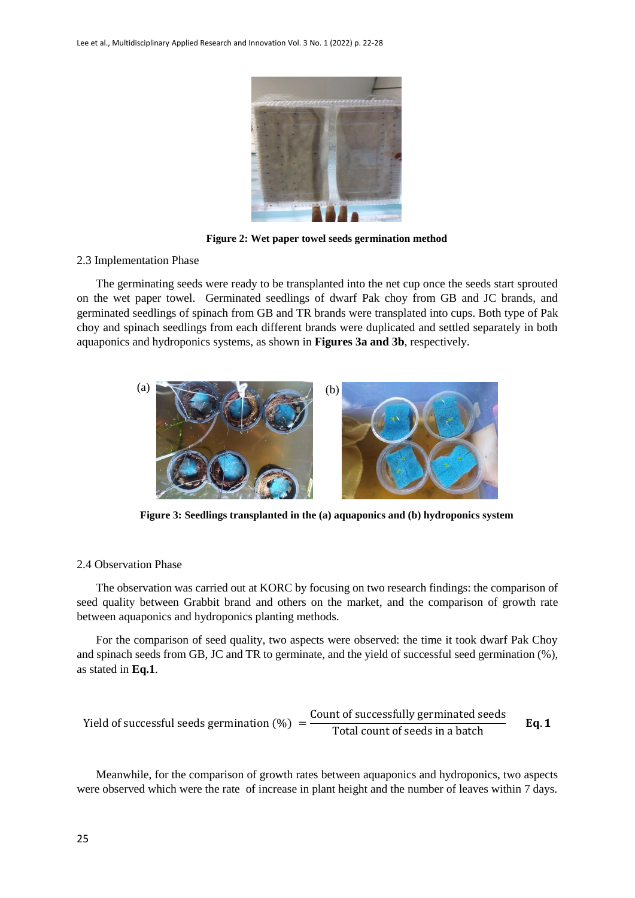**Figure 2: Wet paper towel seeds germination method**

2.3 Implementation Phase

The germinating seeds were ready to be transplanted into the net cup once the seeds start sprouted on the wet paper towel. Germinated seedlings of dwarf Pak choy from GB and JC brands, and germinated seedlings of spinach from GB and TR brands were transplanted into cups. Both type of Pak choy and spinach seedlings from each different brands were duplicated and settled separately in both aquaponics and hydroponics systems, as shown in **Figures 3a and 3b**, respectively.

(a) (b)

**Figure 3: Seedlings transplanted in the (a) aquaponics and (b) hydroponics system**

2.4 Observation Phase

The observation was carried out at KORC by focusing on two research findings: the comparison of seed quality between Grabbit brand and others on the market, and the comparison of growth rate between aquaponics and hydroponics planting methods.

For the comparison of seed quality, two aspects were observed: the time it took dwarf Pak Choy and spinach seeds from GB, JC and TR to germinate, and the yield of successful seed germination (%), as stated in **Eq.1**.

$$\text{Yield of successful seeds germination (\%)} = \frac{\text{Count of successfully germinated seeds}}{\text{Total count of seeds in a batch}} \qquad \textbf{Eq. 1}$$

Meanwhile, for the comparison of growth rates between aquaponics and hydroponics, two aspects were observed which were the rate of increase in plant height and the number of leaves within 7 days.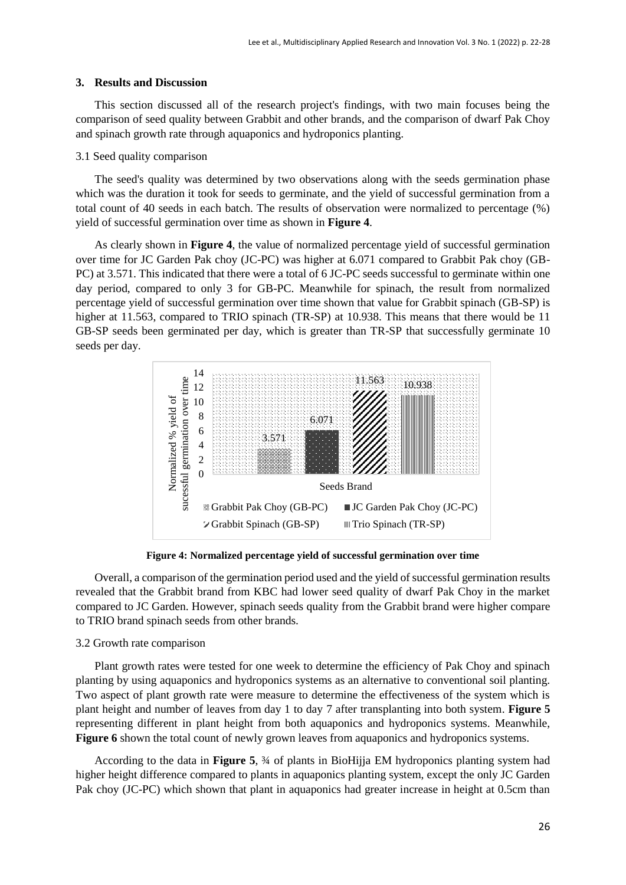## 3. Results and Discussion

This section discussed all of the research project's findings, with two main focuses being the comparison of seed quality between Grabbit and other brands, and the comparison of dwarf Pak Choy and spinach growth rate through aquaponics and hydroponics planting.

### 3.1 Seed quality comparison

The seed's quality was determined by two observations along with the seeds germination phase which was the duration it took for seeds to germinate, and the yield of successful germination from a total count of 40 seeds in each batch. The results of observation were normalized to percentage (%) yield of successful germination over time as shown in **Figure 4**.

As clearly shown in **Figure 4**, the value of normalized percentage yield of successful germination over time for JC Garden Pak choy (JC-PC) was higher at 6.071 compared to Grabbit Pak choy (GB-PC) at 3.571. This indicated that there were a total of 6 JC-PC seeds successful to germinate within one day period, compared to only 3 for GB-PC. Meanwhile for spinach, the result from normalized percentage yield of successful germination over time shown that value for Grabbit spinach (GB-SP) is higher at 11.563, compared to TRIO spinach (TR-SP) at 10.938. This means that there would be 11 GB-SP seeds been germinated per day, which is greater than TR-SP that successfully germinate 10 seeds per day.

**Figure 4: Normalized percentage yield of successful germination over time**

Overall, a comparison of the germination period used and the yield of successful germination results revealed that the Grabbit brand from KBC had lower seed quality of dwarf Pak Choy in the market compared to JC Garden. However, spinach seeds quality from the Grabbit brand were higher compare to TRIO brand spinach seeds from other brands.

### 3.2 Growth rate comparison

Plant growth rates were tested for one week to determine the efficiency of Pak Choy and spinach planting by using aquaponics and hydroponics systems as an alternative to conventional soil planting. Two aspect of plant growth rate were measure to determine the effectiveness of the system which is plant height and number of leaves from day 1 to day 7 after transplanting into both system. **Figure 5** representing different in plant height from both aquaponics and hydroponics systems. Meanwhile, **Figure 6** shown the total count of newly grown leaves from aquaponics and hydroponics systems.

According to the data in **Figure 5**, ¾ of plants in BioHijja EM hydroponics planting system had higher height difference compared to plants in aquaponics planting system, except the only JC Garden Pak choy (JC-PC) which shown that plant in aquaponics had greater increase in height at 0.5cm than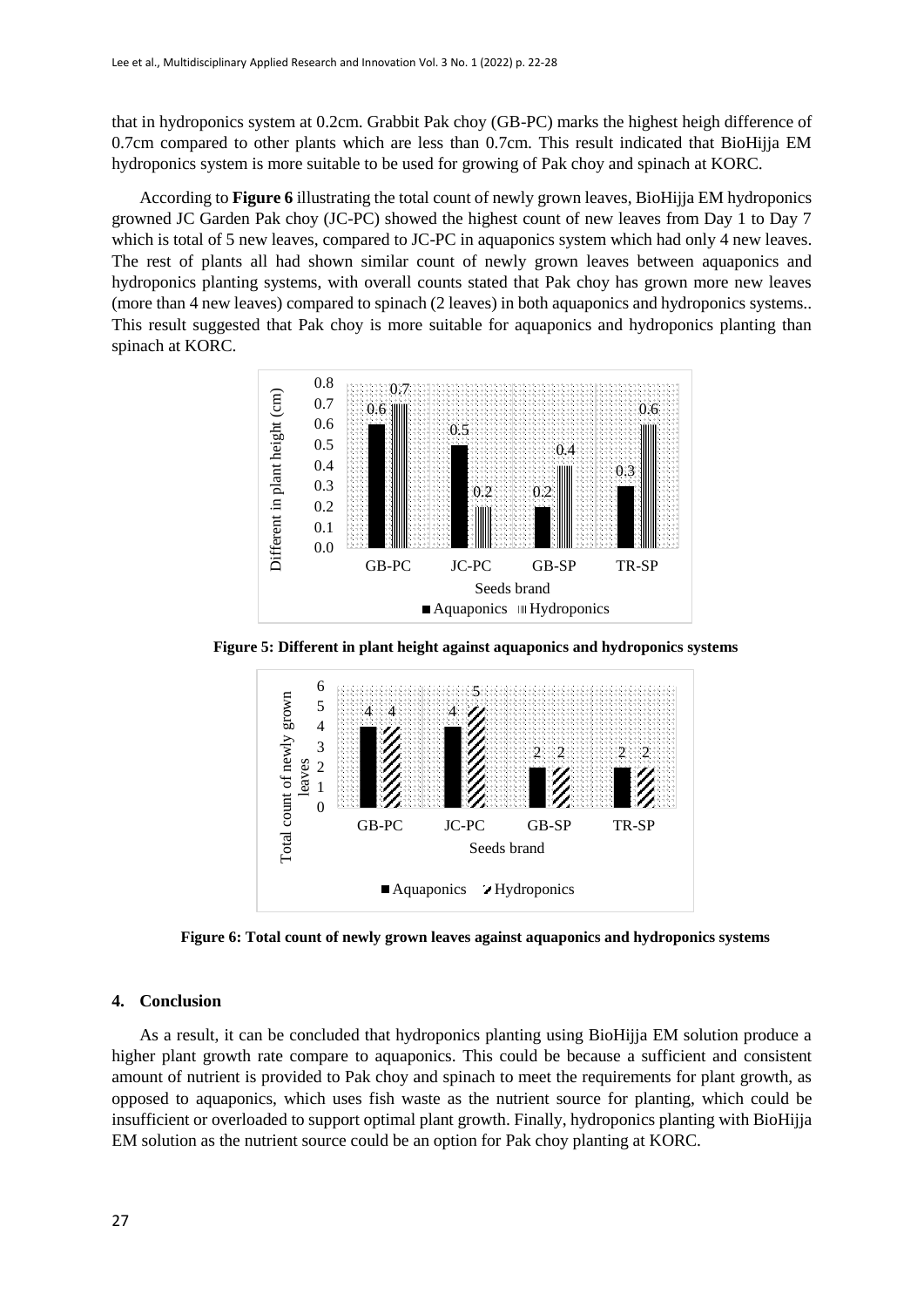that in hydroponics system at 0.2cm. Grabbit Pak choy (GB-PC) marks the highest heigh difference of 0.7cm compared to other plants which are less than 0.7cm. This result indicated that BioHijja EM hydroponics system is more suitable to be used for growing of Pak choy and spinach at KORC.

According to **Figure 6** illustrating the total count of newly grown leaves, BioHijja EM hydroponics growned JC Garden Pak choy (JC-PC) showed the highest count of new leaves from Day 1 to Day 7 which is total of 5 new leaves, compared to JC-PC in aquaponics system which had only 4 new leaves. The rest of plants all had shown similar count of newly grown leaves between aquaponics and hydroponics planting systems, with overall counts stated that Pak choy has grown more new leaves (more than 4 new leaves) compared to spinach (2 leaves) in both aquaponics and hydroponics systems.. This result suggested that Pak choy is more suitable for aquaponics and hydroponics planting than spinach at KORC.

| Seeds brand | Aquaponics | Hydroponics |
|---|---|---|
| GB-PC | 0.6 | 0.7 |
| JC-PC | 0.5 | 0.2 |
| GB-SP | 0.2 | 0.4 |
| TR-SP | 0.3 | 0.6 |

**Figure 5: Different in plant height against aquaponics and hydroponics systems**

| Seeds brand | Aquaponics | Hydroponics |
|---|---|---|
| GB-PC | 4 | 4 |
| JC-PC | 4 | 5 |
| GB-SP | 2 | 2 |
| TR-SP | 2 | 2 |

**Figure 6: Total count of newly grown leaves against aquaponics and hydroponics systems**

## 4. Conclusion

As a result, it can be concluded that hydroponics planting using BioHijja EM solution produce a higher plant growth rate compare to aquaponics. This could be because a sufficient and consistent amount of nutrient is provided to Pak choy and spinach to meet the requirements for plant growth, as opposed to aquaponics, which uses fish waste as the nutrient source for planting, which could be insufficient or overloaded to support optimal plant growth. Finally, hydroponics planting with BioHijja EM solution as the nutrient source could be an option for Pak choy planting at KORC.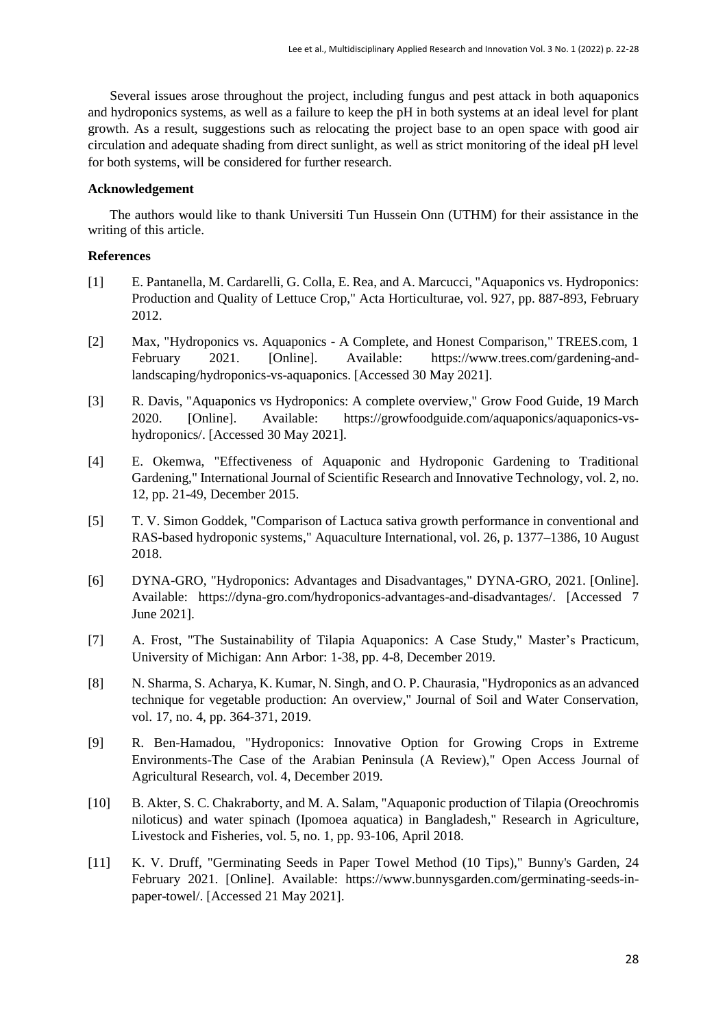Several issues arose throughout the project, including fungus and pest attack in both aquaponics and hydroponics systems, as well as a failure to keep the pH in both systems at an ideal level for plant growth. As a result, suggestions such as relocating the project base to an open space with good air circulation and adequate shading from direct sunlight, as well as strict monitoring of the ideal pH level for both systems, will be considered for further research.

**Acknowledgement**

The authors would like to thank Universiti Tun Hussein Onn (UTHM) for their assistance in the writing of this article.

**References**

[1] E. Pantanella, M. Cardarelli, G. Colla, E. Rea, and A. Marcucci, "Aquaponics vs. Hydroponics: Production and Quality of Lettuce Crop," Acta Horticulturae, vol. 927, pp. 887-893, February 2012.

[2] Max, "Hydroponics vs. Aquaponics - A Complete, and Honest Comparison," TREES.com, 1 February 2021. [Online]. Available: https://www.trees.com/gardening-and-landscaping/hydroponics-vs-aquaponics. [Accessed 30 May 2021].

[3] R. Davis, "Aquaponics vs Hydroponics: A complete overview," Grow Food Guide, 19 March 2020. [Online]. Available: https://growfoodguide.com/aquaponics/aquaponics-vs-hydroponics/. [Accessed 30 May 2021].

[4] E. Okemwa, "Effectiveness of Aquaponic and Hydroponic Gardening to Traditional Gardening," International Journal of Scientific Research and Innovative Technology, vol. 2, no. 12, pp. 21-49, December 2015.

[5] T. V. Simon Goddek, "Comparison of Lactuca sativa growth performance in conventional and RAS-based hydroponic systems," Aquaculture International, vol. 26, p. 1377–1386, 10 August 2018.

[6] DYNA-GRO, "Hydroponics: Advantages and Disadvantages," DYNA-GRO, 2021. [Online]. Available: https://dyna-gro.com/hydroponics-advantages-and-disadvantages/. [Accessed 7 June 2021].

[7] A. Frost, "The Sustainability of Tilapia Aquaponics: A Case Study," Master's Practicum, University of Michigan: Ann Arbor: 1-38, pp. 4-8, December 2019.

[8] N. Sharma, S. Acharya, K. Kumar, N. Singh, and O. P. Chaurasia, "Hydroponics as an advanced technique for vegetable production: An overview," Journal of Soil and Water Conservation, vol. 17, no. 4, pp. 364-371, 2019.

[9] R. Ben-Hamadou, "Hydroponics: Innovative Option for Growing Crops in Extreme Environments-The Case of the Arabian Peninsula (A Review)," Open Access Journal of Agricultural Research, vol. 4, December 2019.

[10] B. Akter, S. C. Chakraborty, and M. A. Salam, "Aquaponic production of Tilapia (Oreochromis niloticus) and water spinach (Ipomoea aquatica) in Bangladesh," Research in Agriculture, Livestock and Fisheries, vol. 5, no. 1, pp. 93-106, April 2018.

[11] K. V. Druff, "Germinating Seeds in Paper Towel Method (10 Tips)," Bunny's Garden, 24 February 2021. [Online]. Available: https://www.bunnysgarden.com/germinating-seeds-in-paper-towel/. [Accessed 21 May 2021].